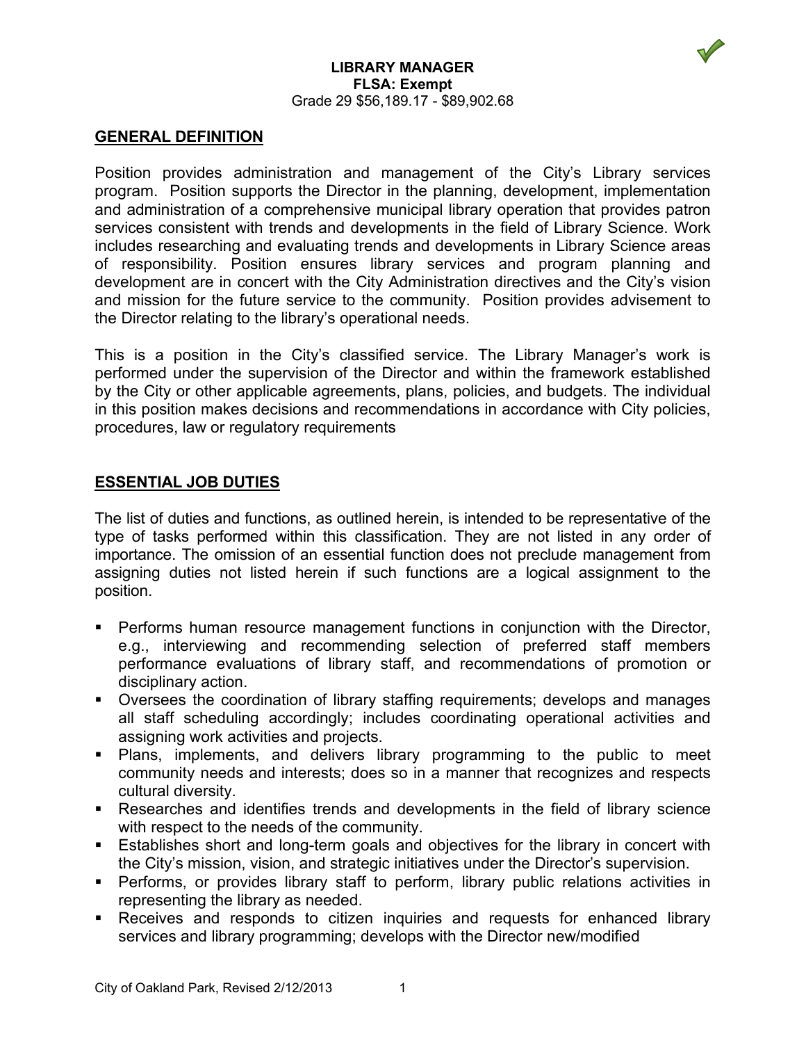**LIBRARY MANAGER**
**FLSA: Exempt**
Grade 29 $56,189.17 - $89,902.68

## GENERAL DEFINITION

Position provides administration and management of the City's Library services program. Position supports the Director in the planning, development, implementation and administration of a comprehensive municipal library operation that provides patron services consistent with trends and developments in the field of Library Science. Work includes researching and evaluating trends and developments in Library Science areas of responsibility. Position ensures library services and program planning and development are in concert with the City Administration directives and the City's vision and mission for the future service to the community. Position provides advisement to the Director relating to the library's operational needs.

This is a position in the City's classified service. The Library Manager's work is performed under the supervision of the Director and within the framework established by the City or other applicable agreements, plans, policies, and budgets. The individual in this position makes decisions and recommendations in accordance with City policies, procedures, law or regulatory requirements

## ESSENTIAL JOB DUTIES

The list of duties and functions, as outlined herein, is intended to be representative of the type of tasks performed within this classification. They are not listed in any order of importance. The omission of an essential function does not preclude management from assigning duties not listed herein if such functions are a logical assignment to the position.

- Performs human resource management functions in conjunction with the Director, e.g., interviewing and recommending selection of preferred staff members performance evaluations of library staff, and recommendations of promotion or disciplinary action.
- Oversees the coordination of library staffing requirements; develops and manages all staff scheduling accordingly; includes coordinating operational activities and assigning work activities and projects.
- Plans, implements, and delivers library programming to the public to meet community needs and interests; does so in a manner that recognizes and respects cultural diversity.
- Researches and identifies trends and developments in the field of library science with respect to the needs of the community.
- Establishes short and long-term goals and objectives for the library in concert with the City's mission, vision, and strategic initiatives under the Director's supervision.
- Performs, or provides library staff to perform, library public relations activities in representing the library as needed.
- Receives and responds to citizen inquiries and requests for enhanced library services and library programming; develops with the Director new/modified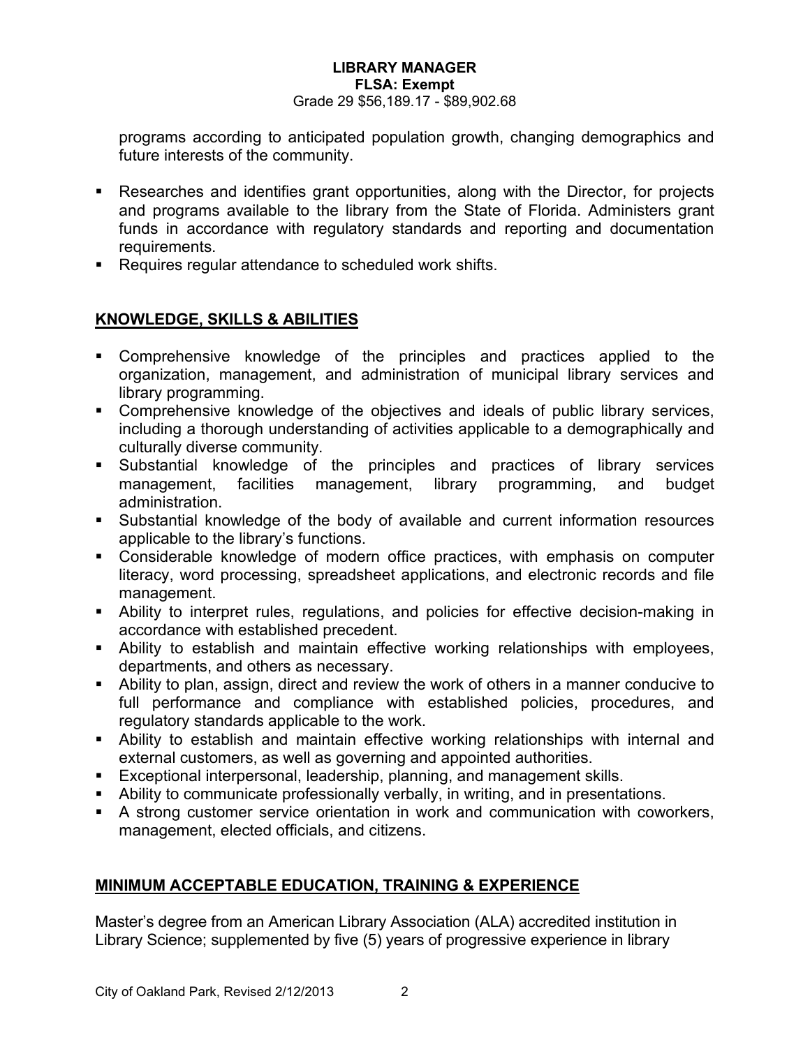programs according to anticipated population growth, changing demographics and future interests of the community.

- Researches and identifies grant opportunities, along with the Director, for projects and programs available to the library from the State of Florida. Administers grant funds in accordance with regulatory standards and reporting and documentation requirements.
- Requires regular attendance to scheduled work shifts.

## KNOWLEDGE, SKILLS & ABILITIES

- Comprehensive knowledge of the principles and practices applied to the organization, management, and administration of municipal library services and library programming.
- Comprehensive knowledge of the objectives and ideals of public library services, including a thorough understanding of activities applicable to a demographically and culturally diverse community.
- Substantial knowledge of the principles and practices of library services management, facilities management, library programming, and budget administration.
- Substantial knowledge of the body of available and current information resources applicable to the library's functions.
- Considerable knowledge of modern office practices, with emphasis on computer literacy, word processing, spreadsheet applications, and electronic records and file management.
- Ability to interpret rules, regulations, and policies for effective decision-making in accordance with established precedent.
- Ability to establish and maintain effective working relationships with employees, departments, and others as necessary.
- Ability to plan, assign, direct and review the work of others in a manner conducive to full performance and compliance with established policies, procedures, and regulatory standards applicable to the work.
- Ability to establish and maintain effective working relationships with internal and external customers, as well as governing and appointed authorities.
- Exceptional interpersonal, leadership, planning, and management skills.
- Ability to communicate professionally verbally, in writing, and in presentations.
- A strong customer service orientation in work and communication with coworkers, management, elected officials, and citizens.

## MINIMUM ACCEPTABLE EDUCATION, TRAINING & EXPERIENCE

Master's degree from an American Library Association (ALA) accredited institution in Library Science; supplemented by five (5) years of progressive experience in library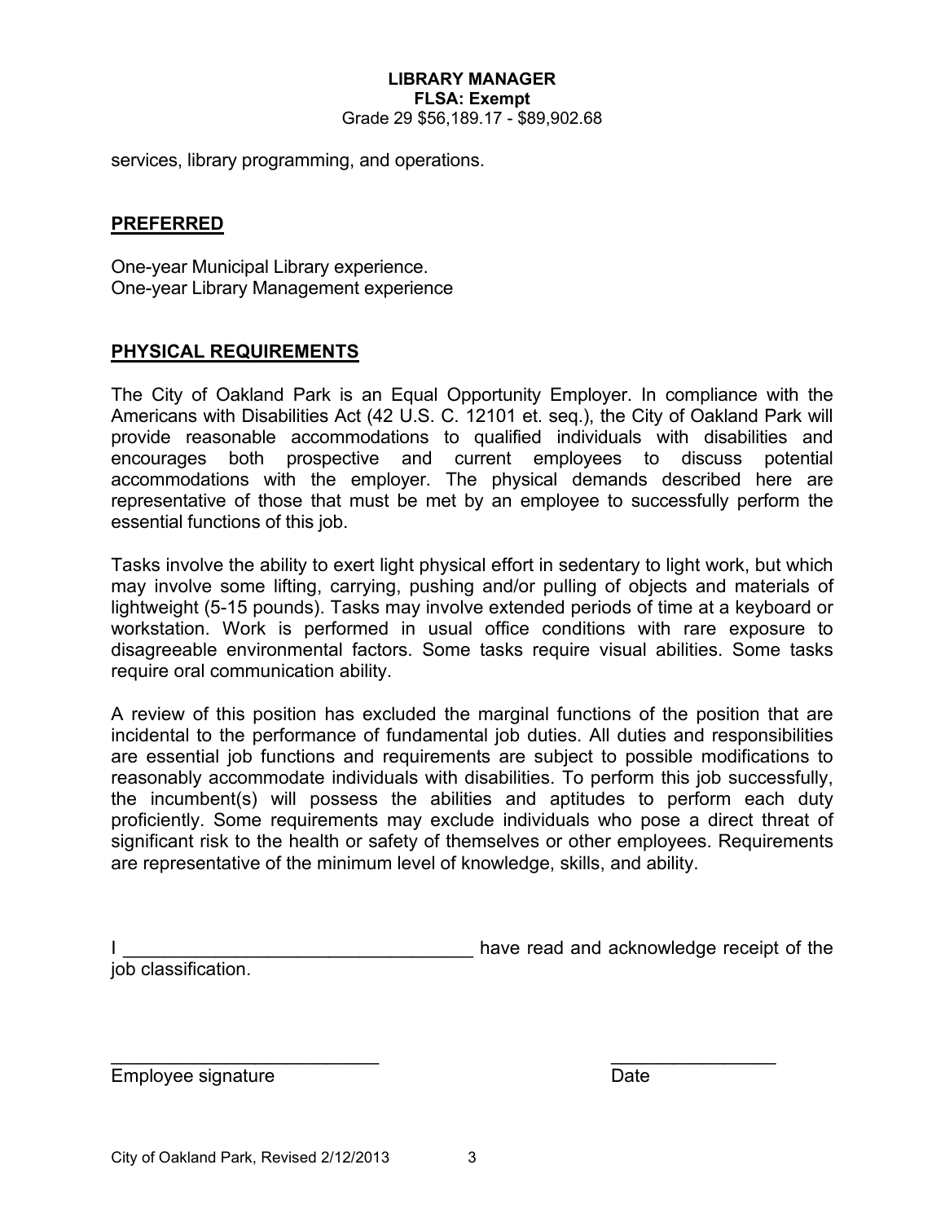services, library programming, and operations.

**PREFERRED**

One-year Municipal Library experience.
One-year Library Management experience

**PHYSICAL REQUIREMENTS**

The City of Oakland Park is an Equal Opportunity Employer. In compliance with the Americans with Disabilities Act (42 U.S. C. 12101 et. seq.), the City of Oakland Park will provide reasonable accommodations to qualified individuals with disabilities and encourages both prospective and current employees to discuss potential accommodations with the employer. The physical demands described here are representative of those that must be met by an employee to successfully perform the essential functions of this job.

Tasks involve the ability to exert light physical effort in sedentary to light work, but which may involve some lifting, carrying, pushing and/or pulling of objects and materials of lightweight (5-15 pounds). Tasks may involve extended periods of time at a keyboard or workstation. Work is performed in usual office conditions with rare exposure to disagreeable environmental factors. Some tasks require visual abilities. Some tasks require oral communication ability.

A review of this position has excluded the marginal functions of the position that are incidental to the performance of fundamental job duties. All duties and responsibilities are essential job functions and requirements are subject to possible modifications to reasonably accommodate individuals with disabilities. To perform this job successfully, the incumbent(s) will possess the abilities and aptitudes to perform each duty proficiently. Some requirements may exclude individuals who pose a direct threat of significant risk to the health or safety of themselves or other employees. Requirements are representative of the minimum level of knowledge, skills, and ability.

I __________________________________ have read and acknowledge receipt of the job classification.

___________________________ Employee signature

________________ Date